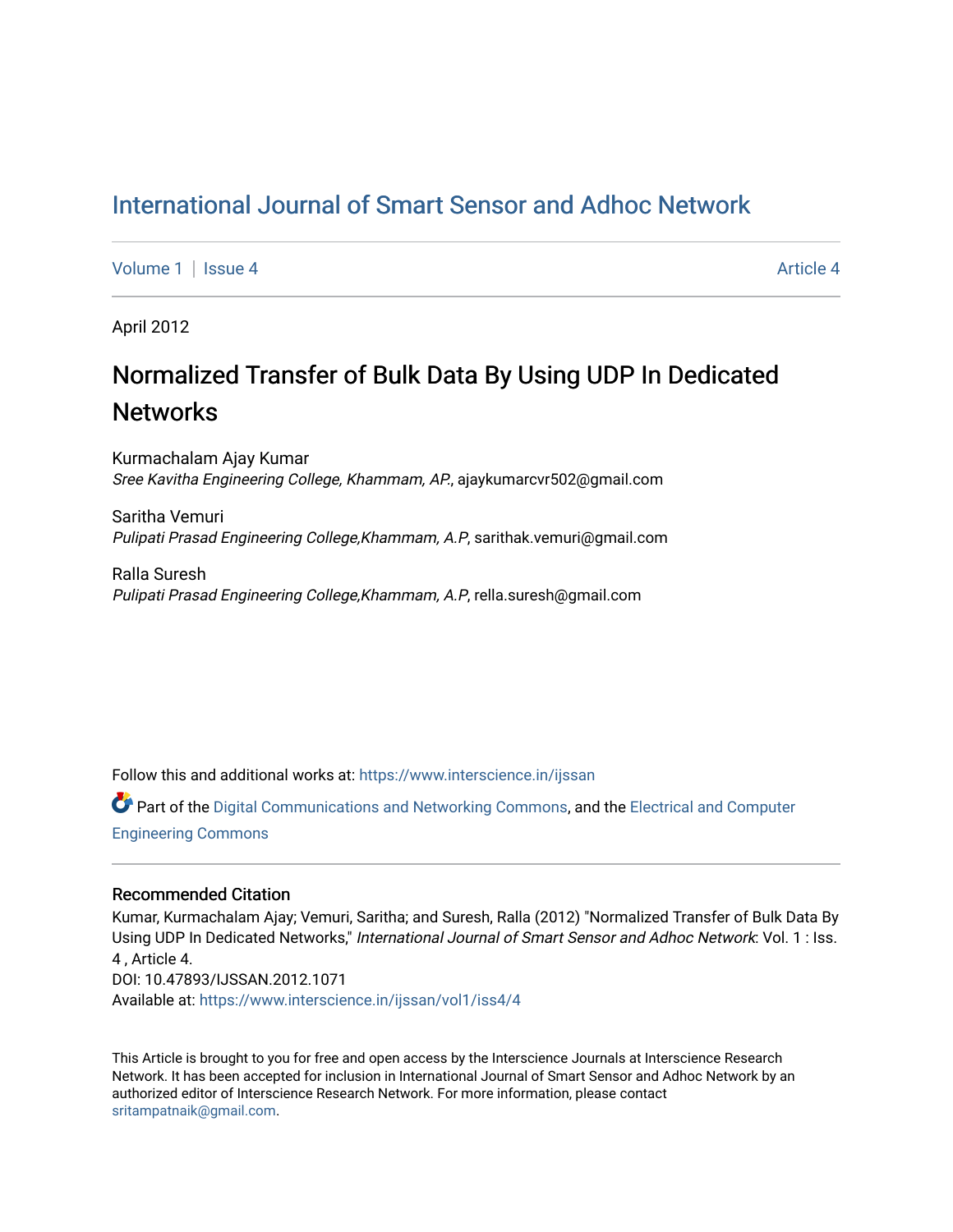# International Journal of Smart Sensor and Adhoc Network

Volume 1 | Issue 4 Article 4

April 2012

## Normalized Transfer of Bulk Data By Using UDP In Dedicated Networks

Kurmachalam Ajay Kumar
*Sree Kavitha Engineering College, Khammam, AP.*, ajaykumarcvr502@gmail.com

Saritha Vemuri
*Pulipati Prasad Engineering College,Khammam, A.P*, sarithak.vemuri@gmail.com

Ralla Suresh
*Pulipati Prasad Engineering College,Khammam, A.P*, rella.suresh@gmail.com

Follow this and additional works at: https://www.interscience.in/ijssan

Part of the Digital Communications and Networking Commons, and the Electrical and Computer Engineering Commons

### Recommended Citation

Kumar, Kurmachalam Ajay; Vemuri, Saritha; and Suresh, Ralla (2012) "Normalized Transfer of Bulk Data By Using UDP In Dedicated Networks," *International Journal of Smart Sensor and Adhoc Network*: Vol. 1 : Iss. 4 , Article 4.
DOI: 10.47893/IJSSAN.2012.1071
Available at: https://www.interscience.in/ijssan/vol1/iss4/4

This Article is brought to you for free and open access by the Interscience Journals at Interscience Research Network. It has been accepted for inclusion in International Journal of Smart Sensor and Adhoc Network by an authorized editor of Interscience Research Network. For more information, please contact sritampatnaik@gmail.com.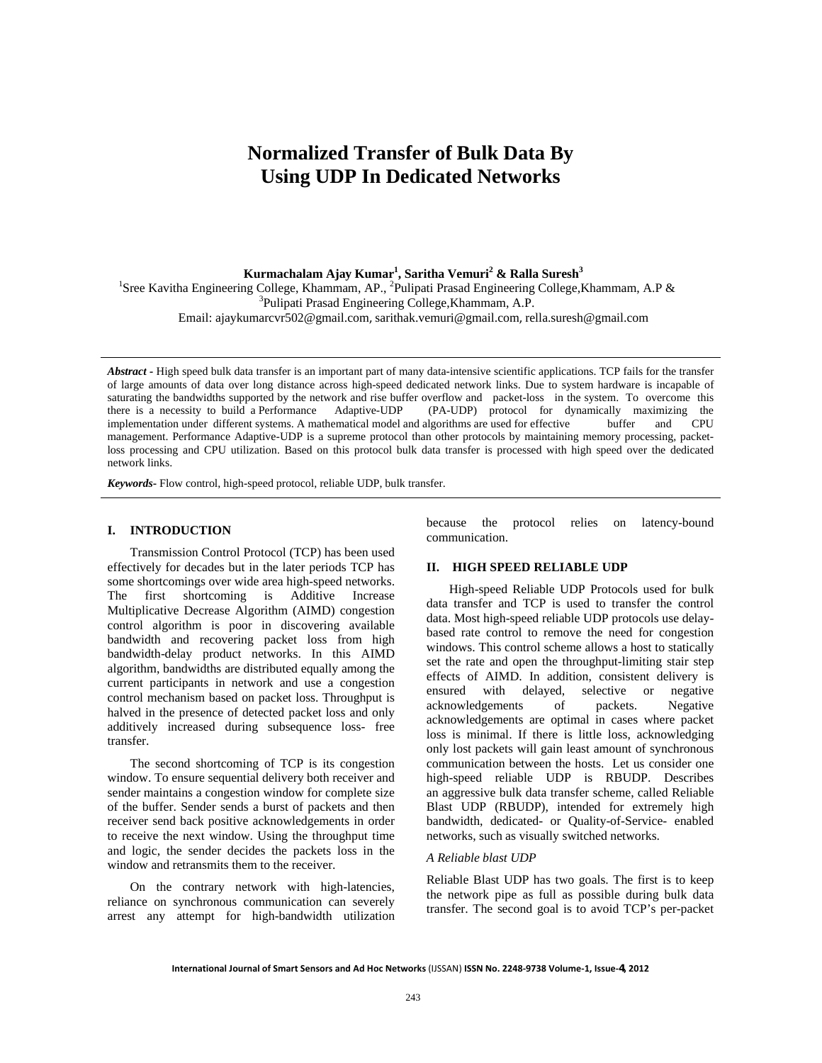# Normalized Transfer of Bulk Data By Using UDP In Dedicated Networks

**Kurmachalam Ajay Kumar[1], Saritha Vemuri[2] & Ralla Suresh[3]**

[1]Sree Kavitha Engineering College, Khammam, AP., [2]Pulipati Prasad Engineering College,Khammam, A.P & [3]Pulipati Prasad Engineering College,Khammam, A.P.

Email: ajaykumarcvr502@gmail.com, sarithak.vemuri@gmail.com, rella.suresh@gmail.com

***Abstract -*** High speed bulk data transfer is an important part of many data-intensive scientific applications. TCP fails for the transfer of large amounts of data over long distance across high-speed dedicated network links. Due to system hardware is incapable of saturating the bandwidths supported by the network and rise buffer overflow and packet-loss in the system. To overcome this there is a necessity to build a Performance Adaptive-UDP (PA-UDP) protocol for dynamically maximizing the implementation under different systems. A mathematical model and algorithms are used for effective buffer and CPU management. Performance Adaptive-UDP is a supreme protocol than other protocols by maintaining memory processing, packet-loss processing and CPU utilization. Based on this protocol bulk data transfer is processed with high speed over the dedicated network links.

***Keywords-*** Flow control, high-speed protocol, reliable UDP, bulk transfer.

## I. INTRODUCTION

Transmission Control Protocol (TCP) has been used effectively for decades but in the later periods TCP has some shortcomings over wide area high-speed networks. The first shortcoming is Additive Increase Multiplicative Decrease Algorithm (AIMD) congestion control algorithm is poor in discovering available bandwidth and recovering packet loss from high bandwidth-delay product networks. In this AIMD algorithm, bandwidths are distributed equally among the current participants in network and use a congestion control mechanism based on packet loss. Throughput is halved in the presence of detected packet loss and only additively increased during subsequence loss- free transfer.

The second shortcoming of TCP is its congestion window. To ensure sequential delivery both receiver and sender maintains a congestion window for complete size of the buffer. Sender sends a burst of packets and then receiver send back positive acknowledgements in order to receive the next window. Using the throughput time and logic, the sender decides the packets loss in the window and retransmits them to the receiver.

On the contrary network with high-latencies, reliance on synchronous communication can severely arrest any attempt for high-bandwidth utilization because the protocol relies on latency-bound communication.

## II. HIGH SPEED RELIABLE UDP

High-speed Reliable UDP Protocols used for bulk data transfer and TCP is used to transfer the control data. Most high-speed reliable UDP protocols use delay-based rate control to remove the need for congestion windows. This control scheme allows a host to statically set the rate and open the throughput-limiting stair step effects of AIMD. In addition, consistent delivery is ensured with delayed, selective or negative acknowledgements of packets. Negative acknowledgements are optimal in cases where packet loss is minimal. If there is little loss, acknowledging only lost packets will gain least amount of synchronous communication between the hosts. Let us consider one high-speed reliable UDP is RBUDP. Describes an aggressive bulk data transfer scheme, called Reliable Blast UDP (RBUDP), intended for extremely high bandwidth, dedicated- or Quality-of-Service- enabled networks, such as visually switched networks.

*A Reliable blast UDP*

Reliable Blast UDP has two goals. The first is to keep the network pipe as full as possible during bulk data transfer. The second goal is to avoid TCP's per-packet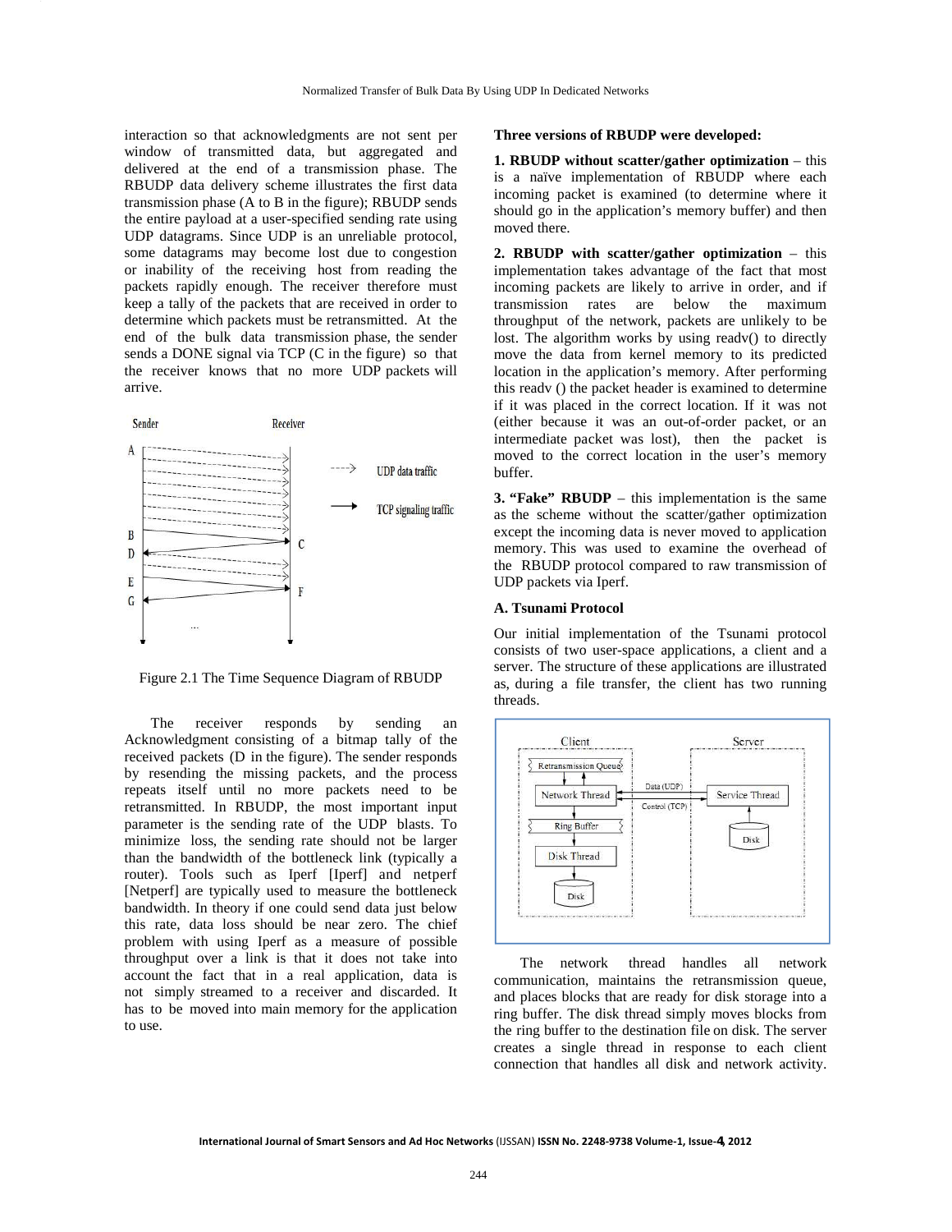interaction so that acknowledgments are not sent per window of transmitted data, but aggregated and delivered at the end of a transmission phase. The RBUDP data delivery scheme illustrates the first data transmission phase (A to B in the figure); RBUDP sends the entire payload at a user-specified sending rate using UDP datagrams. Since UDP is an unreliable protocol, some datagrams may become lost due to congestion or inability of the receiving host from reading the packets rapidly enough. The receiver therefore must keep a tally of the packets that are received in order to determine which packets must be retransmitted. At the end of the bulk data transmission phase, the sender sends a DONE signal via TCP (C in the figure) so that the receiver knows that no more UDP packets will arrive.

Figure 2.1 The Time Sequence Diagram of RBUDP

The receiver responds by sending an Acknowledgment consisting of a bitmap tally of the received packets (D in the figure). The sender responds by resending the missing packets, and the process repeats itself until no more packets need to be retransmitted. In RBUDP, the most important input parameter is the sending rate of the UDP blasts. To minimize loss, the sending rate should not be larger than the bandwidth of the bottleneck link (typically a router). Tools such as Iperf [Iperf] and netperf [Netperf] are typically used to measure the bottleneck bandwidth. In theory if one could send data just below this rate, data loss should be near zero. The chief problem with using Iperf as a measure of possible throughput over a link is that it does not take into account the fact that in a real application, data is not simply streamed to a receiver and discarded. It has to be moved into main memory for the application to use.

**Three versions of RBUDP were developed:**

**1. RBUDP without scatter/gather optimization** – this is a naïve implementation of RBUDP where each incoming packet is examined (to determine where it should go in the application's memory buffer) and then moved there.

**2. RBUDP with scatter/gather optimization** – this implementation takes advantage of the fact that most incoming packets are likely to arrive in order, and if transmission rates are below the maximum throughput of the network, packets are unlikely to be lost. The algorithm works by using readv() to directly move the data from kernel memory to its predicted location in the application's memory. After performing this readv () the packet header is examined to determine if it was placed in the correct location. If it was not (either because it was an out-of-order packet, or an intermediate packet was lost), then the packet is moved to the correct location in the user's memory buffer.

**3. "Fake" RBUDP** – this implementation is the same as the scheme without the scatter/gather optimization except the incoming data is never moved to application memory. This was used to examine the overhead of the RBUDP protocol compared to raw transmission of UDP packets via Iperf.

### A. Tsunami Protocol

Our initial implementation of the Tsunami protocol consists of two user-space applications, a client and a server. The structure of these applications are illustrated as, during a file transfer, the client has two running threads.

The network thread handles all network communication, maintains the retransmission queue, and places blocks that are ready for disk storage into a ring buffer. The disk thread simply moves blocks from the ring buffer to the destination file on disk. The server creates a single thread in response to each client connection that handles all disk and network activity.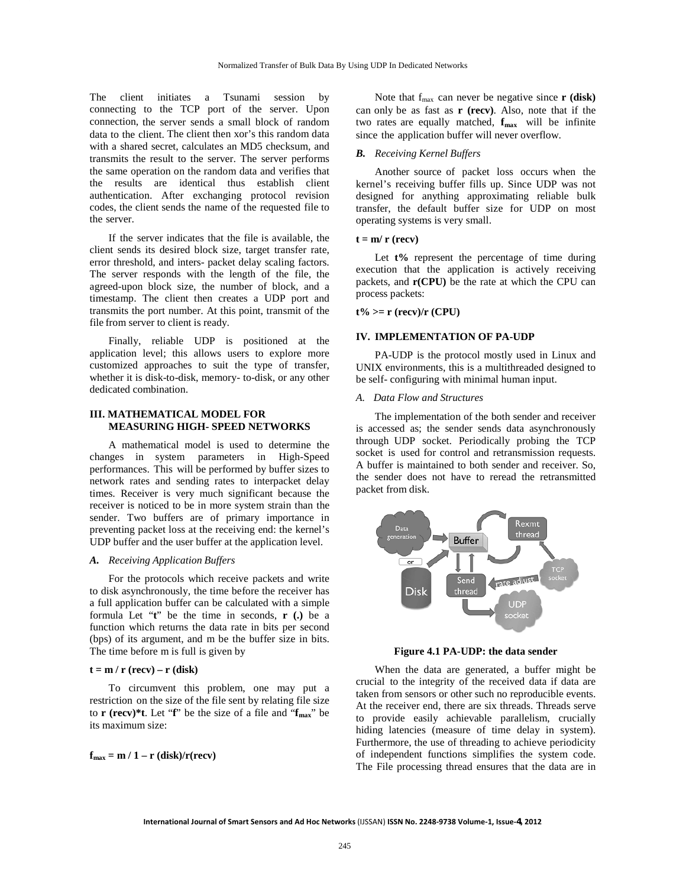The client initiates a Tsunami session by connecting to the TCP port of the server. Upon connection, the server sends a small block of random data to the client. The client then xor's this random data with a shared secret, calculates an MD5 checksum, and transmits the result to the server. The server performs the same operation on the random data and verifies that the results are identical thus establish client authentication. After exchanging protocol revision codes, the client sends the name of the requested file to the server.

If the server indicates that the file is available, the client sends its desired block size, target transfer rate, error threshold, and inters- packet delay scaling factors. The server responds with the length of the file, the agreed-upon block size, the number of block, and a timestamp. The client then creates a UDP port and transmits the port number. At this point, transmit of the file from server to client is ready.

Finally, reliable UDP is positioned at the application level; this allows users to explore more customized approaches to suit the type of transfer, whether it is disk-to-disk, memory- to-disk, or any other dedicated combination.

## III. MATHEMATICAL MODEL FOR MEASURING HIGH- SPEED NETWORKS

A mathematical model is used to determine the changes in system parameters in High-Speed performances. This will be performed by buffer sizes to network rates and sending rates to interpacket delay times. Receiver is very much significant because the receiver is noticed to be in more system strain than the sender. Two buffers are of primary importance in preventing packet loss at the receiving end: the kernel's UDP buffer and the user buffer at the application level.

### *A. Receiving Application Buffers*

For the protocols which receive packets and write to disk asynchronously, the time before the receiver has a full application buffer can be calculated with a simple formula Let "**t**" be the time in seconds, **r (.)** be a function which returns the data rate in bits per second (bps) of its argument, and m be the buffer size in bits. The time before m is full is given by

$$\mathbf{t = m / r\,(recv) - r\,(disk)}$$

To circumvent this problem, one may put a restriction on the size of the file sent by relating file size to **r (recv)*t**. Let "**f**" be the size of a file and "$\mathbf{f_{max}}$" be its maximum size:

$$\mathbf{f_{max} = m / 1 - r\,(disk)/r(recv)}$$

Note that $f_{max}$ can never be negative since **r (disk)** can only be as fast as **r (recv)**. Also, note that if the two rates are equally matched, $\mathbf{f_{max}}$ will be infinite since the application buffer will never overflow.

### *B. Receiving Kernel Buffers*

Another source of packet loss occurs when the kernel's receiving buffer fills up. Since UDP was not designed for anything approximating reliable bulk transfer, the default buffer size for UDP on most operating systems is very small.

$$\mathbf{t = m / r\,(recv)}$$

Let **t%** represent the percentage of time during execution that the application is actively receiving packets, and **r(CPU)** be the rate at which the CPU can process packets:

$$\mathbf{t\% >= r\,(recv)/r\,(CPU)}$$

## IV. IMPLEMENTATION OF PA-UDP

PA-UDP is the protocol mostly used in Linux and UNIX environments, this is a multithreaded designed to be self- configuring with minimal human input.

### *A. Data Flow and Structures*

The implementation of the both sender and receiver is accessed as; the sender sends data asynchronously through UDP socket. Periodically probing the TCP socket is used for control and retransmission requests. A buffer is maintained to both sender and receiver. So, the sender does not have to reread the retransmitted packet from disk.

**Figure 4.1 PA-UDP: the data sender**

When the data are generated, a buffer might be crucial to the integrity of the received data if data are taken from sensors or other such no reproducible events. At the receiver end, there are six threads. Threads serve to provide easily achievable parallelism, crucially hiding latencies (measure of time delay in system). Furthermore, the use of threading to achieve periodicity of independent functions simplifies the system code. The File processing thread ensures that the data are in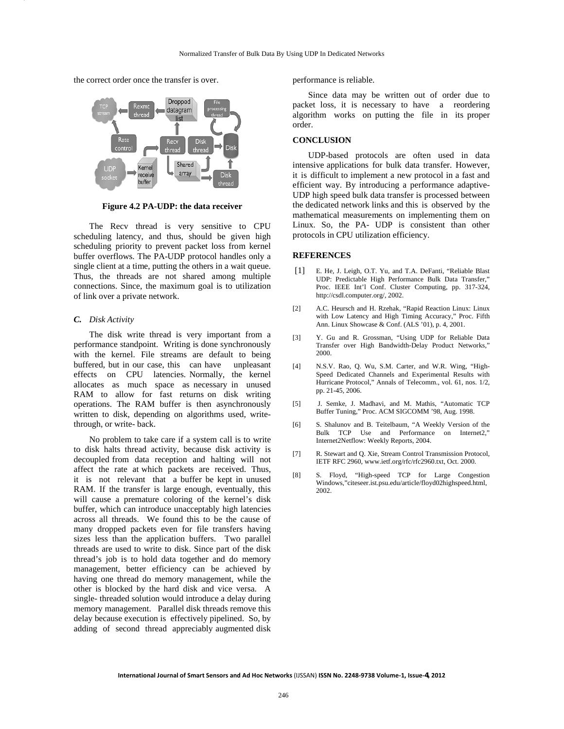the correct order once the transfer is over.

TCP stream
Rexmt thread
Dropped datagram list
File processing thread
Rate control
Recv thread
Disk thread
Disk
UDP socket
Kernel receive buffer
Shared array
Disk thread

**Figure 4.2 PA-UDP: the data receiver**

The Recv thread is very sensitive to CPU scheduling latency, and thus, should be given high scheduling priority to prevent packet loss from kernel buffer overflows. The PA-UDP protocol handles only a single client at a time, putting the others in a wait queue. Thus, the threads are not shared among multiple connections. Since, the maximum goal is to utilization of link over a private network.

### *C. Disk Activity*

The disk write thread is very important from a performance standpoint. Writing is done synchronously with the kernel. File streams are default to being buffered, but in our case, this can have unpleasant effects on CPU latencies. Normally, the kernel allocates as much space as necessary in unused RAM to allow for fast returns on disk writing operations. The RAM buffer is then asynchronously written to disk, depending on algorithms used, write-through, or write- back.

No problem to take care if a system call is to write to disk halts thread activity, because disk activity is decoupled from data reception and halting will not affect the rate at which packets are received. Thus, it is not relevant that a buffer be kept in unused RAM. If the transfer is large enough, eventually, this will cause a premature coloring of the kernel's disk buffer, which can introduce unacceptably high latencies across all threads. We found this to be the cause of many dropped packets even for file transfers having sizes less than the application buffers. Two parallel threads are used to write to disk. Since part of the disk thread's job is to hold data together and do memory management, better efficiency can be achieved by having one thread do memory management, while the other is blocked by the hard disk and vice versa. A single- threaded solution would introduce a delay during memory management. Parallel disk threads remove this delay because execution is effectively pipelined. So, by adding of second thread appreciably augmented disk performance is reliable.

Since data may be written out of order due to packet loss, it is necessary to have a reordering algorithm works on putting the file in its proper order.

## CONCLUSION

UDP-based protocols are often used in data intensive applications for bulk data transfer. However, it is difficult to implement a new protocol in a fast and efficient way. By introducing a performance adaptive-UDP high speed bulk data transfer is processed between the dedicated network links and this is observed by the mathematical measurements on implementing them on Linux. So, the PA- UDP is consistent than other protocols in CPU utilization efficiency.

## REFERENCES

[1] E. He, J. Leigh, O.T. Yu, and T.A. DeFanti, "Reliable Blast UDP: Predictable High Performance Bulk Data Transfer," Proc. IEEE Int'l Conf. Cluster Computing, pp. 317-324, http://csdl.computer.org/, 2002.

[2] A.C. Heursch and H. Rzehak, "Rapid Reaction Linux: Linux with Low Latency and High Timing Accuracy," Proc. Fifth Ann. Linux Showcase & Conf. (ALS '01), p. 4, 2001.

[3] Y. Gu and R. Grossman, "Using UDP for Reliable Data Transfer over High Bandwidth-Delay Product Networks," 2000.

[4] N.S.V. Rao, Q. Wu, S.M. Carter, and W.R. Wing, "High-Speed Dedicated Channels and Experimental Results with Hurricane Protocol," Annals of Telecomm., vol. 61, nos. 1/2, pp. 21-45, 2006.

[5] J. Semke, J. Madhavi, and M. Mathis, "Automatic TCP Buffer Tuning," Proc. ACM SIGCOMM '98, Aug. 1998.

[6] S. Shalunov and B. Teitelbaum, "A Weekly Version of the Bulk TCP Use and Performance on Internet2," Internet2Netflow: Weekly Reports, 2004.

[7] R. Stewart and Q. Xie, Stream Control Transmission Protocol, IETF RFC 2960, www.ietf.org/rfc/rfc2960.txt, Oct. 2000.

[8] S. Floyd, "High-speed TCP for Large Congestion Windows,"citeseer.ist.psu.edu/article/floyd02highspeed.html, 2002.